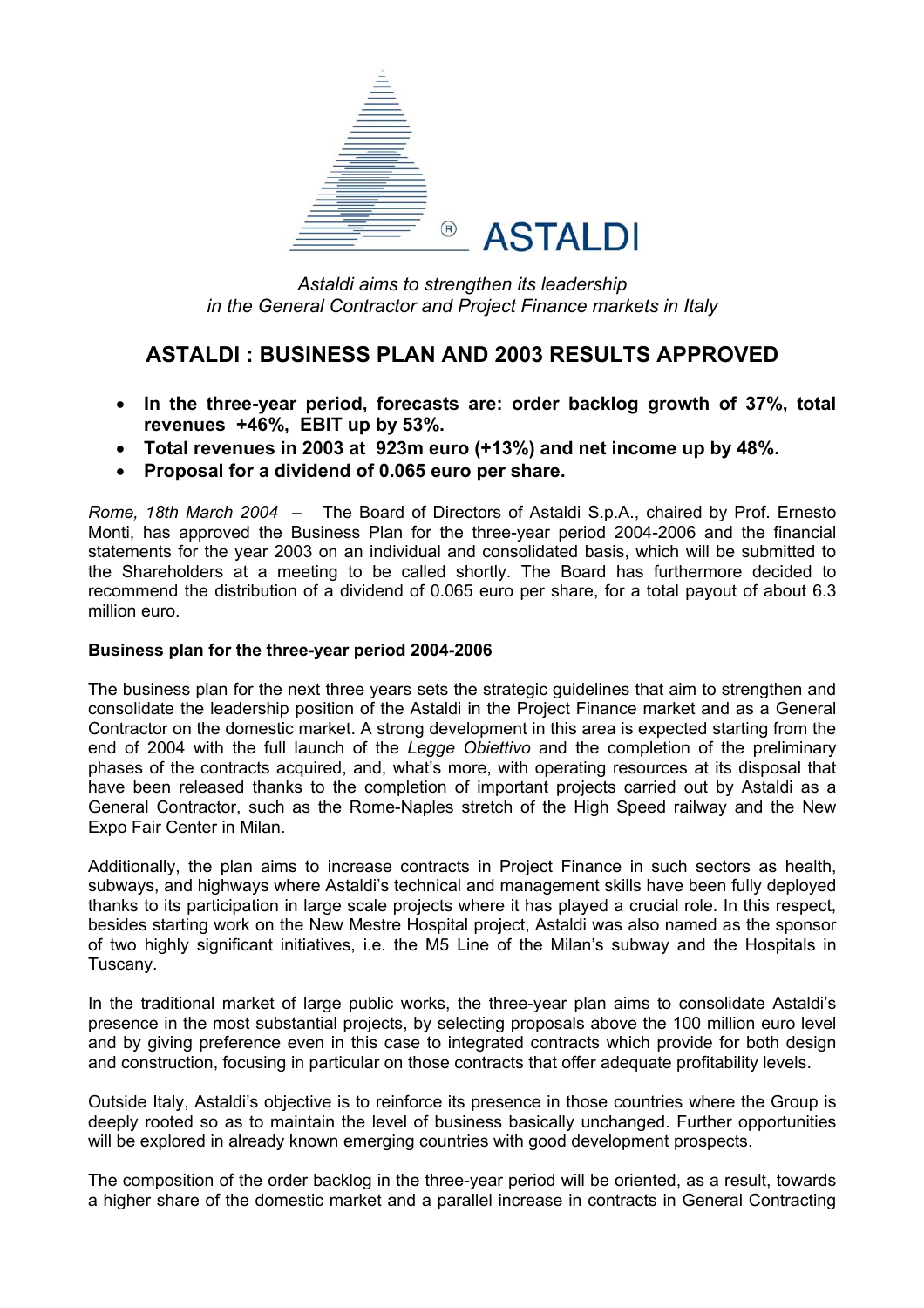*Astaldi aims to strengthen its leadership in the General Contractor and Project Finance markets in Italy*

# ASTALDI : BUSINESS PLAN AND 2003 RESULTS APPROVED

- **In the three-year period, forecasts are: order backlog growth of 37%, total revenues +46%, EBIT up by 53%.**
- **Total revenues in 2003 at 923m euro (+13%) and net income up by 48%.**
- **Proposal for a dividend of 0.065 euro per share.**

*Rome, 18th March 2004* – The Board of Directors of Astaldi S.p.A., chaired by Prof. Ernesto Monti, has approved the Business Plan for the three-year period 2004-2006 and the financial statements for the year 2003 on an individual and consolidated basis, which will be submitted to the Shareholders at a meeting to be called shortly. The Board has furthermore decided to recommend the distribution of a dividend of 0.065 euro per share, for a total payout of about 6.3 million euro.

**Business plan for the three-year period 2004-2006**

The business plan for the next three years sets the strategic guidelines that aim to strengthen and consolidate the leadership position of the Astaldi in the Project Finance market and as a General Contractor on the domestic market. A strong development in this area is expected starting from the end of 2004 with the full launch of the *Legge Obiettivo* and the completion of the preliminary phases of the contracts acquired, and, what's more, with operating resources at its disposal that have been released thanks to the completion of important projects carried out by Astaldi as a General Contractor, such as the Rome-Naples stretch of the High Speed railway and the New Expo Fair Center in Milan.

Additionally, the plan aims to increase contracts in Project Finance in such sectors as health, subways, and highways where Astaldi's technical and management skills have been fully deployed thanks to its participation in large scale projects where it has played a crucial role. In this respect, besides starting work on the New Mestre Hospital project, Astaldi was also named as the sponsor of two highly significant initiatives, i.e. the M5 Line of the Milan's subway and the Hospitals in Tuscany.

In the traditional market of large public works, the three-year plan aims to consolidate Astaldi's presence in the most substantial projects, by selecting proposals above the 100 million euro level and by giving preference even in this case to integrated contracts which provide for both design and construction, focusing in particular on those contracts that offer adequate profitability levels.

Outside Italy, Astaldi's objective is to reinforce its presence in those countries where the Group is deeply rooted so as to maintain the level of business basically unchanged. Further opportunities will be explored in already known emerging countries with good development prospects.

The composition of the order backlog in the three-year period will be oriented, as a result, towards a higher share of the domestic market and a parallel increase in contracts in General Contracting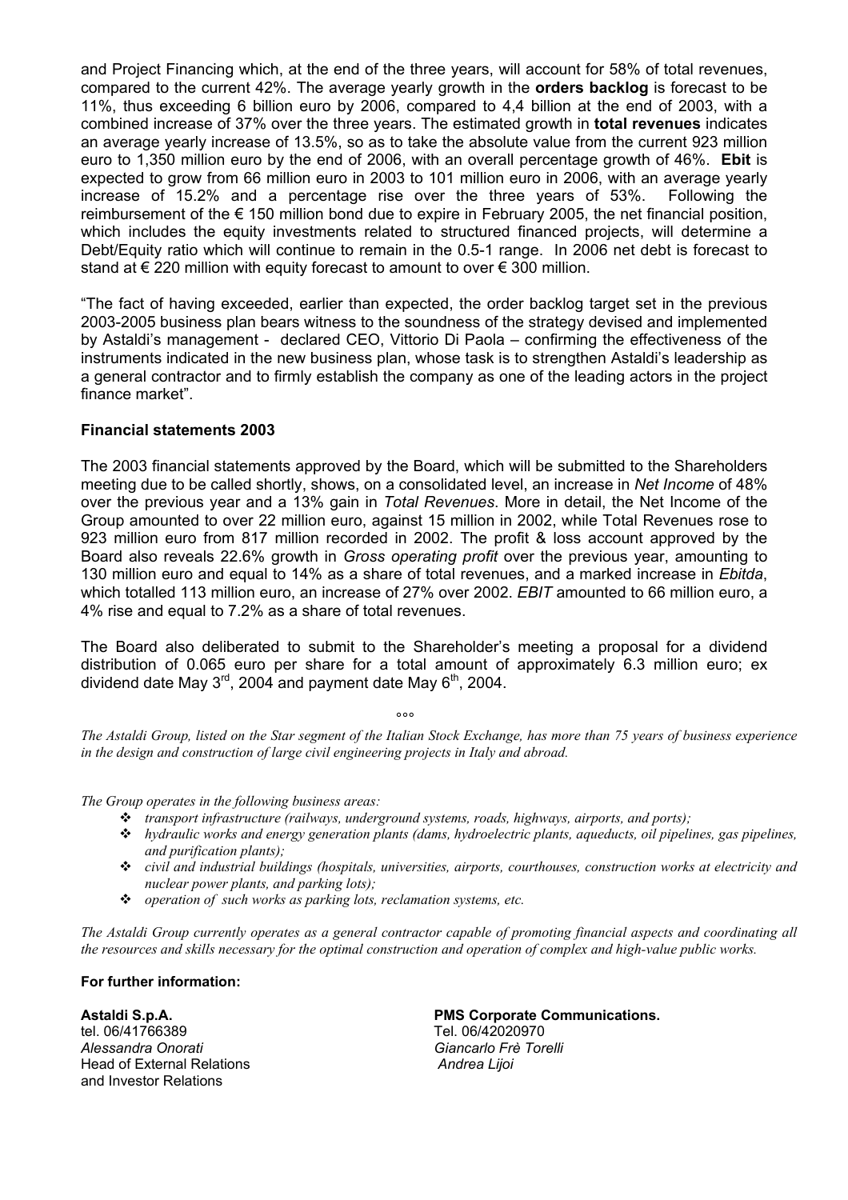and Project Financing which, at the end of the three years, will account for 58% of total revenues, compared to the current 42%. The average yearly growth in the **orders backlog** is forecast to be 11%, thus exceeding 6 billion euro by 2006, compared to 4,4 billion at the end of 2003, with a combined increase of 37% over the three years. The estimated growth in **total revenues** indicates an average yearly increase of 13.5%, so as to take the absolute value from the current 923 million euro to 1,350 million euro by the end of 2006, with an overall percentage growth of 46%. **Ebit** is expected to grow from 66 million euro in 2003 to 101 million euro in 2006, with an average yearly increase of 15.2% and a percentage rise over the three years of 53%. Following the reimbursement of the € 150 million bond due to expire in February 2005, the net financial position, which includes the equity investments related to structured financed projects, will determine a Debt/Equity ratio which will continue to remain in the 0.5-1 range. In 2006 net debt is forecast to stand at € 220 million with equity forecast to amount to over € 300 million.

"The fact of having exceeded, earlier than expected, the order backlog target set in the previous 2003-2005 business plan bears witness to the soundness of the strategy devised and implemented by Astaldi's management - declared CEO, Vittorio Di Paola – confirming the effectiveness of the instruments indicated in the new business plan, whose task is to strengthen Astaldi's leadership as a general contractor and to firmly establish the company as one of the leading actors in the project finance market".

**Financial statements 2003**

The 2003 financial statements approved by the Board, which will be submitted to the Shareholders meeting due to be called shortly, shows, on a consolidated level, an increase in *Net Income* of 48% over the previous year and a 13% gain in *Total Revenues*. More in detail, the Net Income of the Group amounted to over 22 million euro, against 15 million in 2002, while Total Revenues rose to 923 million euro from 817 million recorded in 2002. The profit & loss account approved by the Board also reveals 22.6% growth in *Gross operating profit* over the previous year, amounting to 130 million euro and equal to 14% as a share of total revenues, and a marked increase in *Ebitda*, which totalled 113 million euro, an increase of 27% over 2002. *EBIT* amounted to 66 million euro, a 4% rise and equal to 7.2% as a share of total revenues.

The Board also deliberated to submit to the Shareholder's meeting a proposal for a dividend distribution of 0.065 euro per share for a total amount of approximately 6.3 million euro; ex dividend date May 3rd, 2004 and payment date May 6th, 2004.

°°°

*The Astaldi Group, listed on the Star segment of the Italian Stock Exchange, has more than 75 years of business experience in the design and construction of large civil engineering projects in Italy and abroad.*

*The Group operates in the following business areas:*

- *transport infrastructure (railways, underground systems, roads, highways, airports, and ports);*
- *hydraulic works and energy generation plants (dams, hydroelectric plants, aqueducts, oil pipelines, gas pipelines, and purification plants);*
- *civil and industrial buildings (hospitals, universities, airports, courthouses, construction works at electricity and nuclear power plants, and parking lots);*
- *operation of such works as parking lots, reclamation systems, etc.*

*The Astaldi Group currently operates as a general contractor capable of promoting financial aspects and coordinating all the resources and skills necessary for the optimal construction and operation of complex and high-value public works.*

**For further information:**

**Astaldi S.p.A.**
tel. 06/41766389
*Alessandra Onorati*
Head of External Relations
and Investor Relations

**PMS Corporate Communications.**
Tel. 06/42020970
*Giancarlo Frè Torelli*
*Andrea Lijoi*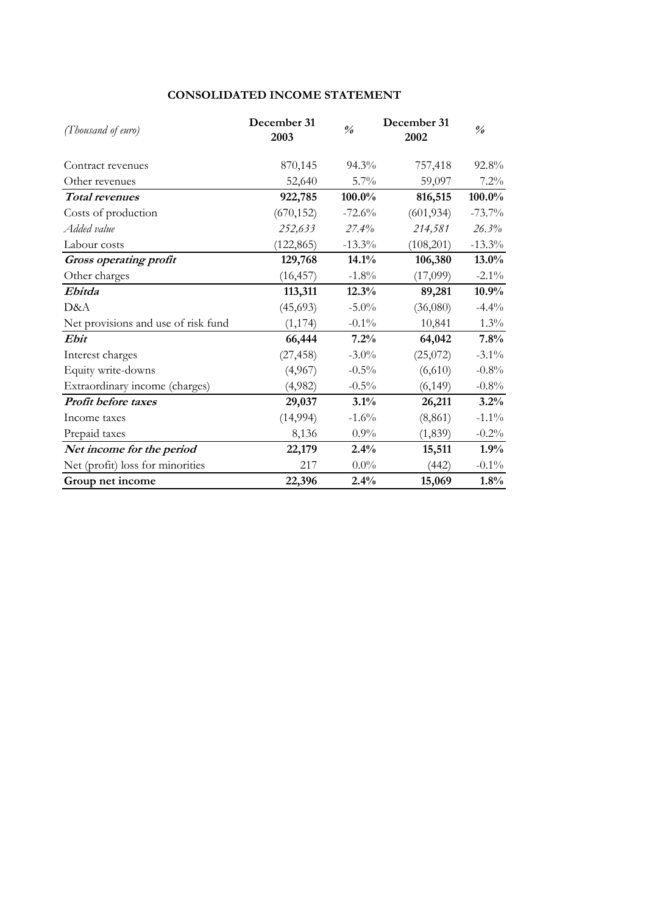## CONSOLIDATED INCOME STATEMENT

| *(Thousand of euro)* | **December 31 2003** | *%* | **December 31 2002** | *%* |
|---|---|---|---|---|
| Contract revenues | 870,145 | 94.3% | 757,418 | 92.8% |
| Other revenues | 52,640 | 5.7% | 59,097 | 7.2% |
| ***Total revenues*** | **922,785** | **100.0%** | **816,515** | **100.0%** |
| Costs of production | (670,152) | -72.6% | (601,934) | -73.7% |
| *Added value* | *252,633* | *27.4%* | *214,581* | *26.3%* |
| Labour costs | (122,865) | -13.3% | (108,201) | -13.3% |
| ***Gross operating profit*** | **129,768** | **14.1%** | **106,380** | **13.0%** |
| Other charges | (16,457) | -1.8% | (17,099) | -2.1% |
| ***Ebitda*** | **113,311** | **12.3%** | **89,281** | **10.9%** |
| D&A | (45,693) | -5.0% | (36,080) | -4.4% |
| Net provisions and use of risk fund | (1,174) | -0.1% | 10,841 | 1.3% |
| ***Ebit*** | **66,444** | **7.2%** | **64,042** | **7.8%** |
| Interest charges | (27,458) | -3.0% | (25,072) | -3.1% |
| Equity write-downs | (4,967) | -0.5% | (6,610) | -0.8% |
| Extraordinary income (charges) | (4,982) | -0.5% | (6,149) | -0.8% |
| ***Profit before taxes*** | **29,037** | **3.1%** | **26,211** | **3.2%** |
| Income taxes | (14,994) | -1.6% | (8,861) | -1.1% |
| Prepaid taxes | 8,136 | 0.9% | (1,839) | -0.2% |
| ***Net income for the period*** | **22,179** | **2.4%** | **15,511** | **1.9%** |
| Net (profit) loss for minorities | 217 | 0.0% | (442) | -0.1% |
| **Group net income** | **22,396** | **2.4%** | **15,069** | **1.8%** |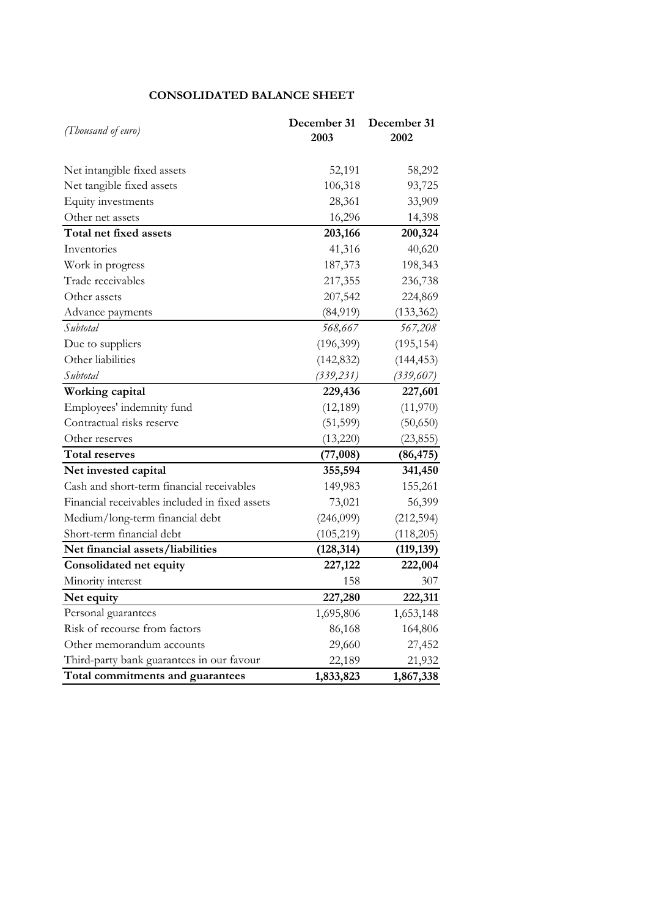## CONSOLIDATED BALANCE SHEET

| *(Thousand of euro)* | December 31 2003 | December 31 2002 |
|---|---|---|
| Net intangible fixed assets | 52,191 | 58,292 |
| Net tangible fixed assets | 106,318 | 93,725 |
| Equity investments | 28,361 | 33,909 |
| Other net assets | 16,296 | 14,398 |
| **Total net fixed assets** | **203,166** | **200,324** |
| Inventories | 41,316 | 40,620 |
| Work in progress | 187,373 | 198,343 |
| Trade receivables | 217,355 | 236,738 |
| Other assets | 207,542 | 224,869 |
| Advance payments | (84,919) | (133,362) |
| *Subtotal* | *568,667* | *567,208* |
| Due to suppliers | (196,399) | (195,154) |
| Other liabilities | (142,832) | (144,453) |
| *Subtotal* | *(339,231)* | *(339,607)* |
| **Working capital** | **229,436** | **227,601** |
| Employees' indemnity fund | (12,189) | (11,970) |
| Contractual risks reserve | (51,599) | (50,650) |
| Other reserves | (13,220) | (23,855) |
| **Total reserves** | **(77,008)** | **(86,475)** |
| **Net invested capital** | **355,594** | **341,450** |
| Cash and short-term financial receivables | 149,983 | 155,261 |
| Financial receivables included in fixed assets | 73,021 | 56,399 |
| Medium/long-term financial debt | (246,099) | (212,594) |
| Short-term financial debt | (105,219) | (118,205) |
| **Net financial assets/liabilities** | **(128,314)** | **(119,139)** |
| **Consolidated net equity** | **227,122** | **222,004** |
| Minority interest | 158 | 307 |
| **Net equity** | **227,280** | **222,311** |
| Personal guarantees | 1,695,806 | 1,653,148 |
| Risk of recourse from factors | 86,168 | 164,806 |
| Other memorandum accounts | 29,660 | 27,452 |
| Third-party bank guarantees in our favour | 22,189 | 21,932 |
| **Total commitments and guarantees** | **1,833,823** | **1,867,338** |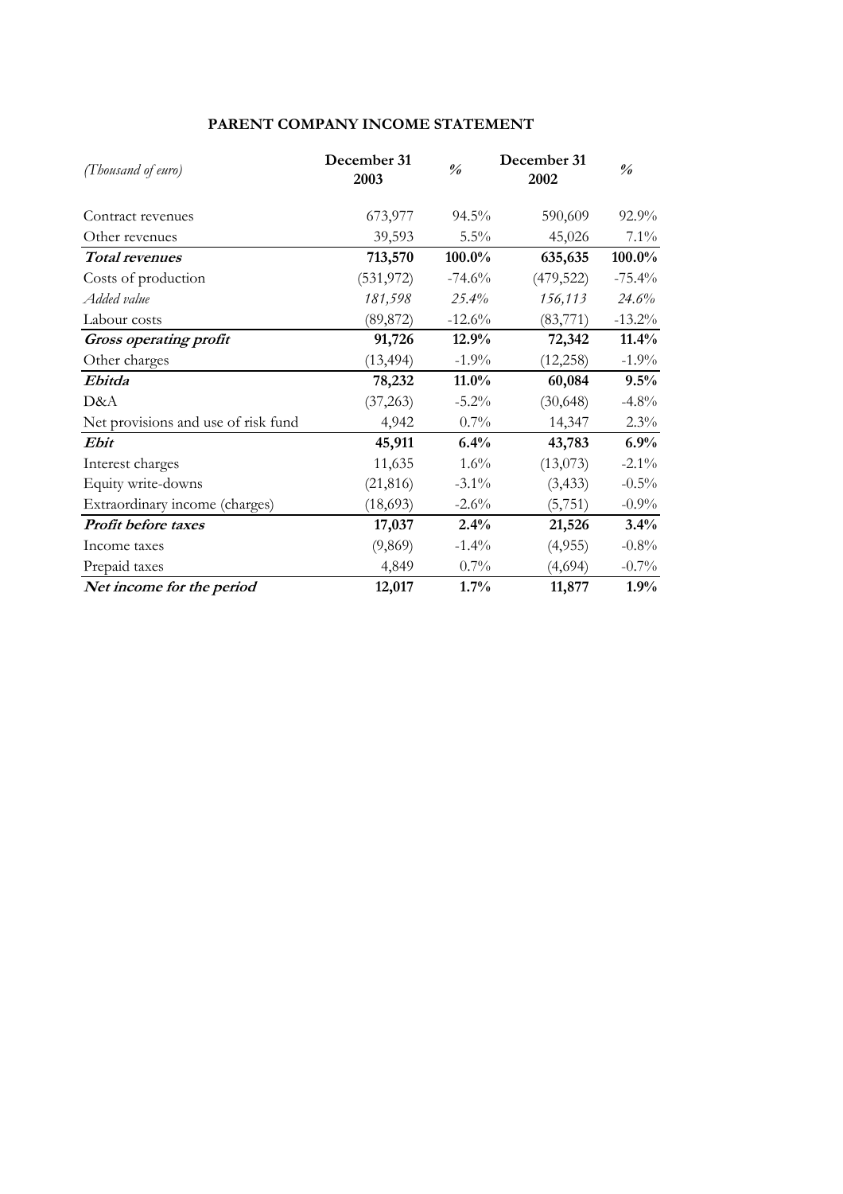## PARENT COMPANY INCOME STATEMENT

| *(Thousand of euro)* | December 31 2003 | % | December 31 2002 | % |
|---|---|---|---|---|
| Contract revenues | 673,977 | 94.5% | 590,609 | 92.9% |
| Other revenues | 39,593 | 5.5% | 45,026 | 7.1% |
| ***Total revenues*** | **713,570** | **100.0%** | **635,635** | **100.0%** |
| Costs of production | (531,972) | -74.6% | (479,522) | -75.4% |
| *Added value* | *181,598* | *25.4%* | *156,113* | *24.6%* |
| Labour costs | (89,872) | -12.6% | (83,771) | -13.2% |
| ***Gross operating profit*** | **91,726** | **12.9%** | **72,342** | **11.4%** |
| Other charges | (13,494) | -1.9% | (12,258) | -1.9% |
| ***Ebitda*** | **78,232** | **11.0%** | **60,084** | **9.5%** |
| D&A | (37,263) | -5.2% | (30,648) | -4.8% |
| Net provisions and use of risk fund | 4,942 | 0.7% | 14,347 | 2.3% |
| ***Ebit*** | **45,911** | **6.4%** | **43,783** | **6.9%** |
| Interest charges | 11,635 | 1.6% | (13,073) | -2.1% |
| Equity write-downs | (21,816) | -3.1% | (3,433) | -0.5% |
| Extraordinary income (charges) | (18,693) | -2.6% | (5,751) | -0.9% |
| ***Profit before taxes*** | **17,037** | **2.4%** | **21,526** | **3.4%** |
| Income taxes | (9,869) | -1.4% | (4,955) | -0.8% |
| Prepaid taxes | 4,849 | 0.7% | (4,694) | -0.7% |
| ***Net income for the period*** | **12,017** | **1.7%** | **11,877** | **1.9%** |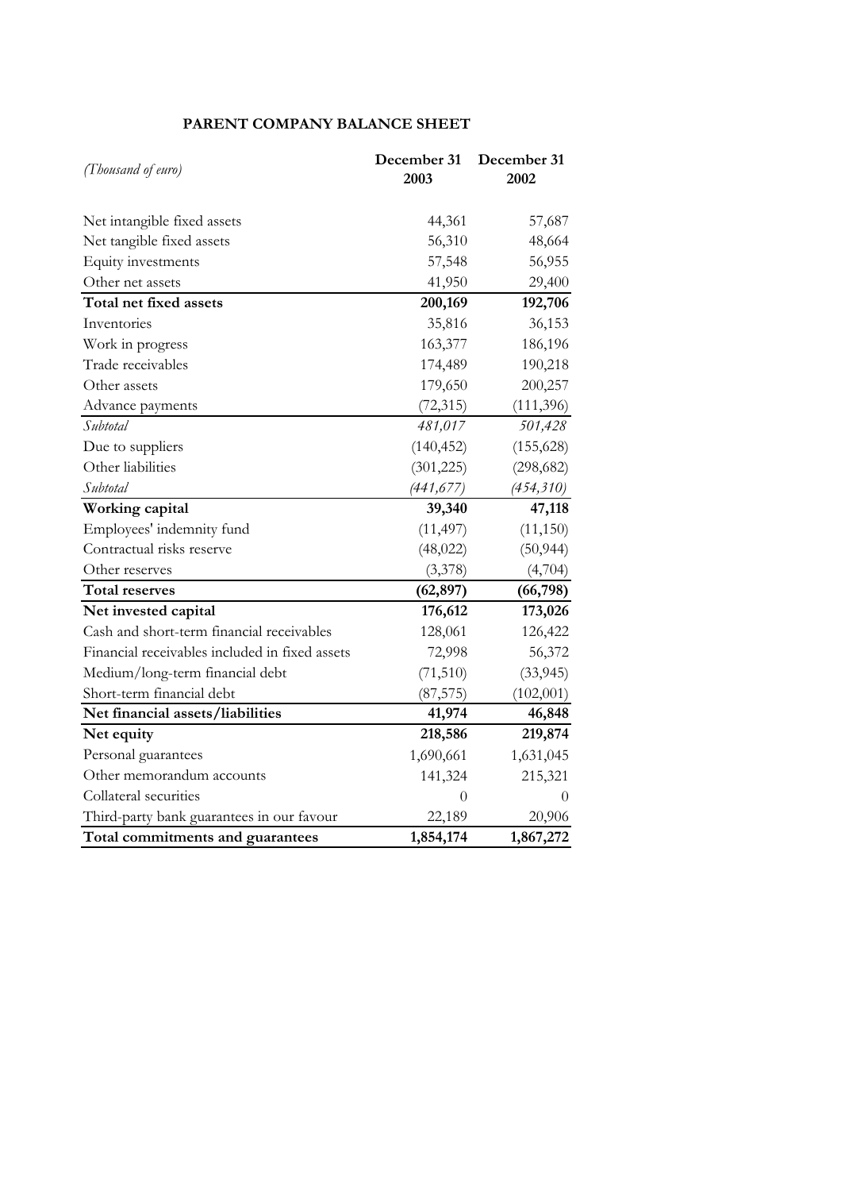# PARENT COMPANY BALANCE SHEET

| *(Thousand of euro)* | December 31 2003 | December 31 2002 |
|---|---|---|
| Net intangible fixed assets | 44,361 | 57,687 |
| Net tangible fixed assets | 56,310 | 48,664 |
| Equity investments | 57,548 | 56,955 |
| Other net assets | 41,950 | 29,400 |
| **Total net fixed assets** | **200,169** | **192,706** |
| Inventories | 35,816 | 36,153 |
| Work in progress | 163,377 | 186,196 |
| Trade receivables | 174,489 | 190,218 |
| Other assets | 179,650 | 200,257 |
| Advance payments | (72,315) | (111,396) |
| *Subtotal* | *481,017* | *501,428* |
| Due to suppliers | (140,452) | (155,628) |
| Other liabilities | (301,225) | (298,682) |
| *Subtotal* | *(441,677)* | *(454,310)* |
| **Working capital** | **39,340** | **47,118** |
| Employees' indemnity fund | (11,497) | (11,150) |
| Contractual risks reserve | (48,022) | (50,944) |
| Other reserves | (3,378) | (4,704) |
| **Total reserves** | **(62,897)** | **(66,798)** |
| **Net invested capital** | **176,612** | **173,026** |
| Cash and short-term financial receivables | 128,061 | 126,422 |
| Financial receivables included in fixed assets | 72,998 | 56,372 |
| Medium/long-term financial debt | (71,510) | (33,945) |
| Short-term financial debt | (87,575) | (102,001) |
| **Net financial assets/liabilities** | **41,974** | **46,848** |
| **Net equity** | **218,586** | **219,874** |
| Personal guarantees | 1,690,661 | 1,631,045 |
| Other memorandum accounts | 141,324 | 215,321 |
| Collateral securities | 0 | 0 |
| Third-party bank guarantees in our favour | 22,189 | 20,906 |
| **Total commitments and guarantees** | **1,854,174** | **1,867,272** |